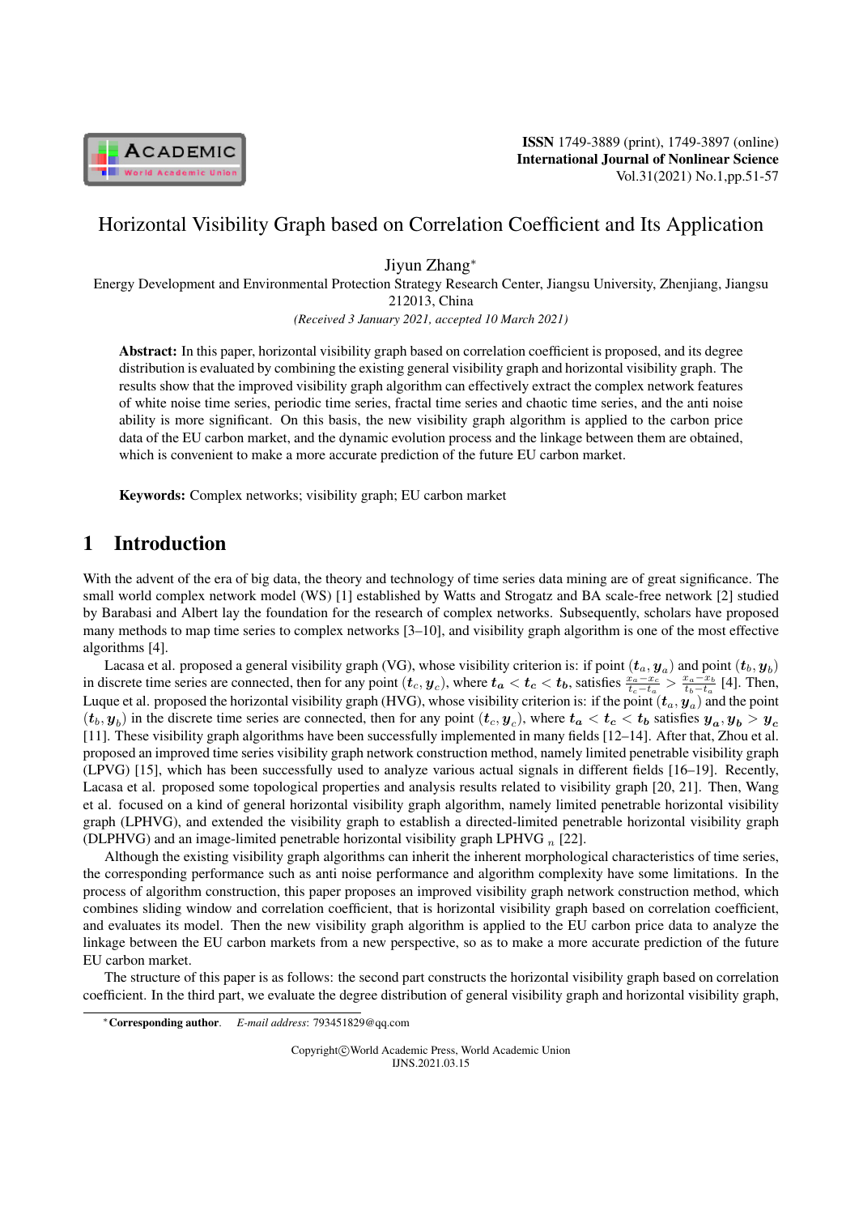# Horizontal Visibility Graph based on Correlation Coefficient and Its Application

Jiyun Zhang*

Energy Development and Environmental Protection Strategy Research Center, Jiangsu University, Zhenjiang, Jiangsu 212013, China

*(Received 3 January 2021, accepted 10 March 2021)*

**Abstract:** In this paper, horizontal visibility graph based on correlation coefficient is proposed, and its degree distribution is evaluated by combining the existing general visibility graph and horizontal visibility graph. The results show that the improved visibility graph algorithm can effectively extract the complex network features of white noise time series, periodic time series, fractal time series and chaotic time series, and the anti noise ability is more significant. On this basis, the new visibility graph algorithm is applied to the carbon price data of the EU carbon market, and the dynamic evolution process and the linkage between them are obtained, which is convenient to make a more accurate prediction of the future EU carbon market.

**Keywords:** Complex networks; visibility graph; EU carbon market

## 1 Introduction

With the advent of the era of big data, the theory and technology of time series data mining are of great significance. The small world complex network model (WS) [1] established by Watts and Strogatz and BA scale-free network [2] studied by Barabasi and Albert lay the foundation for the research of complex networks. Subsequently, scholars have proposed many methods to map time series to complex networks [3–10], and visibility graph algorithm is one of the most effective algorithms [4].

Lacasa et al. proposed a general visibility graph (VG), whose visibility criterion is: if point $(t_a, y_a)$ and point $(t_b, y_b)$ in discrete time series are connected, then for any point $(t_c, y_c)$, where $t_a < t_c < t_b$, satisfies $\frac{x_a - x_c}{t_c - t_a} > \frac{x_a - x_b}{t_b - t_a}$ [4]. Then, Luque et al. proposed the horizontal visibility graph (HVG), whose visibility criterion is: if the point $(t_a, y_a)$ and the point $(t_b, y_b)$ in the discrete time series are connected, then for any point $(t_c, y_c)$, where $t_a < t_c < t_b$ satisfies $y_a, y_b > y_c$ [11]. These visibility graph algorithms have been successfully implemented in many fields [12–14]. After that, Zhou et al. proposed an improved time series visibility graph network construction method, namely limited penetrable visibility graph (LPVG) [15], which has been successfully used to analyze various actual signals in different fields [16–19]. Recently, Lacasa et al. proposed some topological properties and analysis results related to visibility graph [20, 21]. Then, Wang et al. focused on a kind of general horizontal visibility graph algorithm, namely limited penetrable horizontal visibility graph (LPHVG), and extended the visibility graph to establish a directed-limited penetrable horizontal visibility graph (DLPHVG) and an image-limited penetrable horizontal visibility graph LPHVG $_n$ [22].

Although the existing visibility graph algorithms can inherit the inherent morphological characteristics of time series, the corresponding performance such as anti noise performance and algorithm complexity have some limitations. In the process of algorithm construction, this paper proposes an improved visibility graph network construction method, which combines sliding window and correlation coefficient, that is horizontal visibility graph based on correlation coefficient, and evaluates its model. Then the new visibility graph algorithm is applied to the EU carbon price data to analyze the linkage between the EU carbon markets from a new perspective, so as to make a more accurate prediction of the future EU carbon market.

The structure of this paper is as follows: the second part constructs the horizontal visibility graph based on correlation coefficient. In the third part, we evaluate the degree distribution of general visibility graph and horizontal visibility graph,

*Corresponding author. *E-mail address*: 793451829@qq.com

Copyright©World Academic Press, World Academic Union
IJNS.2021.03.15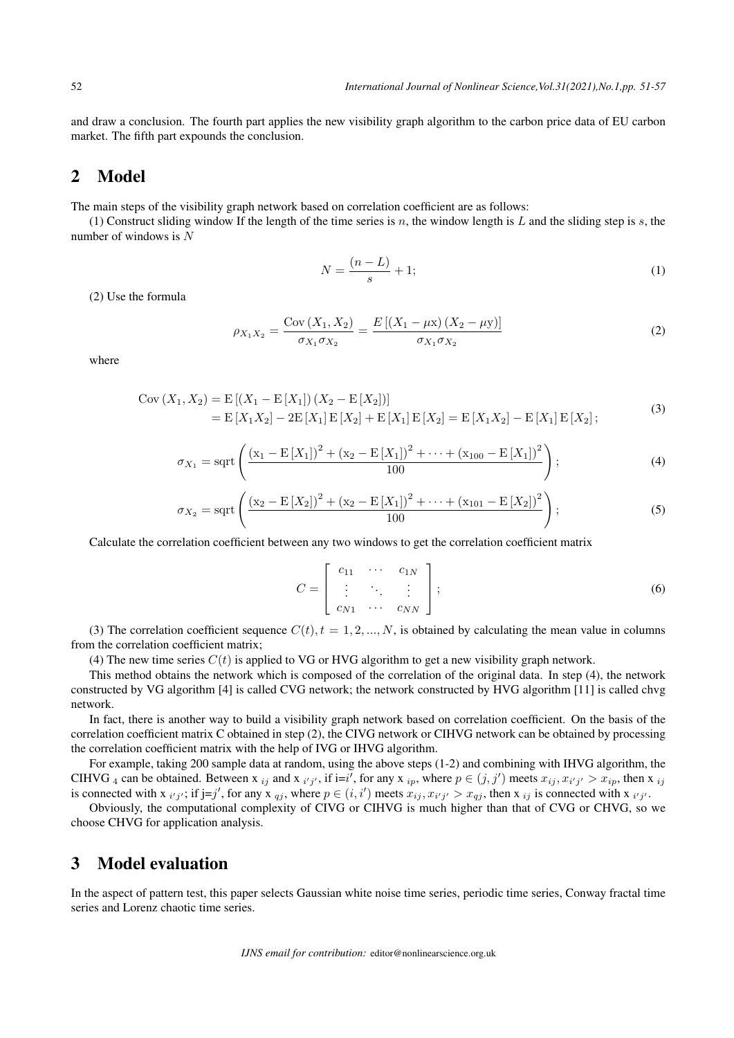and draw a conclusion. The fourth part applies the new visibility graph algorithm to the carbon price data of EU carbon market. The fifth part expounds the conclusion.

## 2 Model

The main steps of the visibility graph network based on correlation coefficient are as follows:

(1) Construct sliding window If the length of the time series is $n$, the window length is $L$ and the sliding step is $s$, the number of windows is $N$

$$N = \frac{(n-L)}{s} + 1; \tag{1}$$

(2) Use the formula

$$\rho_{X_1 X_2} = \frac{\operatorname{Cov}(X_1, X_2)}{\sigma_{X_1}\sigma_{X_2}} = \frac{E\left[(X_1 - \mu\mathrm{x})(X_2 - \mu\mathrm{y})\right]}{\sigma_{X_1}\sigma_{X_2}} \tag{2}$$

where

$$\begin{aligned}\operatorname{Cov}(X_1, X_2) &= \mathrm{E}\left[(X_1 - \mathrm{E}[X_1])(X_2 - \mathrm{E}[X_2])\right] \\ &= \mathrm{E}[X_1 X_2] - 2\mathrm{E}[X_1]\,\mathrm{E}[X_2] + \mathrm{E}[X_1]\,\mathrm{E}[X_2] = \mathrm{E}[X_1 X_2] - \mathrm{E}[X_1]\,\mathrm{E}[X_2];\end{aligned} \tag{3}$$

$$\sigma_{X_1} = \mathrm{sqrt}\left(\frac{(\mathrm{x}_1 - \mathrm{E}[X_1])^2 + (\mathrm{x}_2 - \mathrm{E}[X_1])^2 + \cdots + (\mathrm{x}_{100} - \mathrm{E}[X_1])^2}{100}\right); \tag{4}$$

$$\sigma_{X_2} = \mathrm{sqrt}\left(\frac{(\mathrm{x}_2 - \mathrm{E}[X_2])^2 + (\mathrm{x}_2 - \mathrm{E}[X_1])^2 + \cdots + (\mathrm{x}_{101} - \mathrm{E}[X_2])^2}{100}\right); \tag{5}$$

Calculate the correlation coefficient between any two windows to get the correlation coefficient matrix

$$C = \begin{bmatrix} c_{11} & \cdots & c_{1N} \\ \vdots & \ddots & \vdots \\ c_{N1} & \cdots & c_{NN} \end{bmatrix}; \tag{6}$$

(3) The correlation coefficient sequence $C(t), t = 1, 2, ..., N$, is obtained by calculating the mean value in columns from the correlation coefficient matrix;

(4) The new time series $C(t)$ is applied to VG or HVG algorithm to get a new visibility graph network.

This method obtains the network which is composed of the correlation of the original data. In step (4), the network constructed by VG algorithm [4] is called CVG network; the network constructed by HVG algorithm [11] is called chvg network.

In fact, there is another way to build a visibility graph network based on correlation coefficient. On the basis of the correlation coefficient matrix C obtained in step (2), the CIVG network or CIHVG network can be obtained by processing the correlation coefficient matrix with the help of IVG or IHVG algorithm.

For example, taking 200 sample data at random, using the above steps (1-2) and combining with IHVG algorithm, the CIHVG $_4$ can be obtained. Between x $_{ij}$ and x $_{i'j'}$, if i=$i'$, for any x $_{ip}$, where $p \in (j, j')$ meets $x_{ij}, x_{i'j'} > x_{ip}$, then x $_{ij}$ is connected with x $_{i'j'}$; if j=$j'$, for any x $_{qj}$, where $p \in (i, i')$ meets $x_{ij}, x_{i'j'} > x_{qj}$, then x $_{ij}$ is connected with x $_{i'j'}$.

Obviously, the computational complexity of CIVG or CIHVG is much higher than that of CVG or CHVG, so we choose CHVG for application analysis.

## 3 Model evaluation

In the aspect of pattern test, this paper selects Gaussian white noise time series, periodic time series, Conway fractal time series and Lorenz chaotic time series.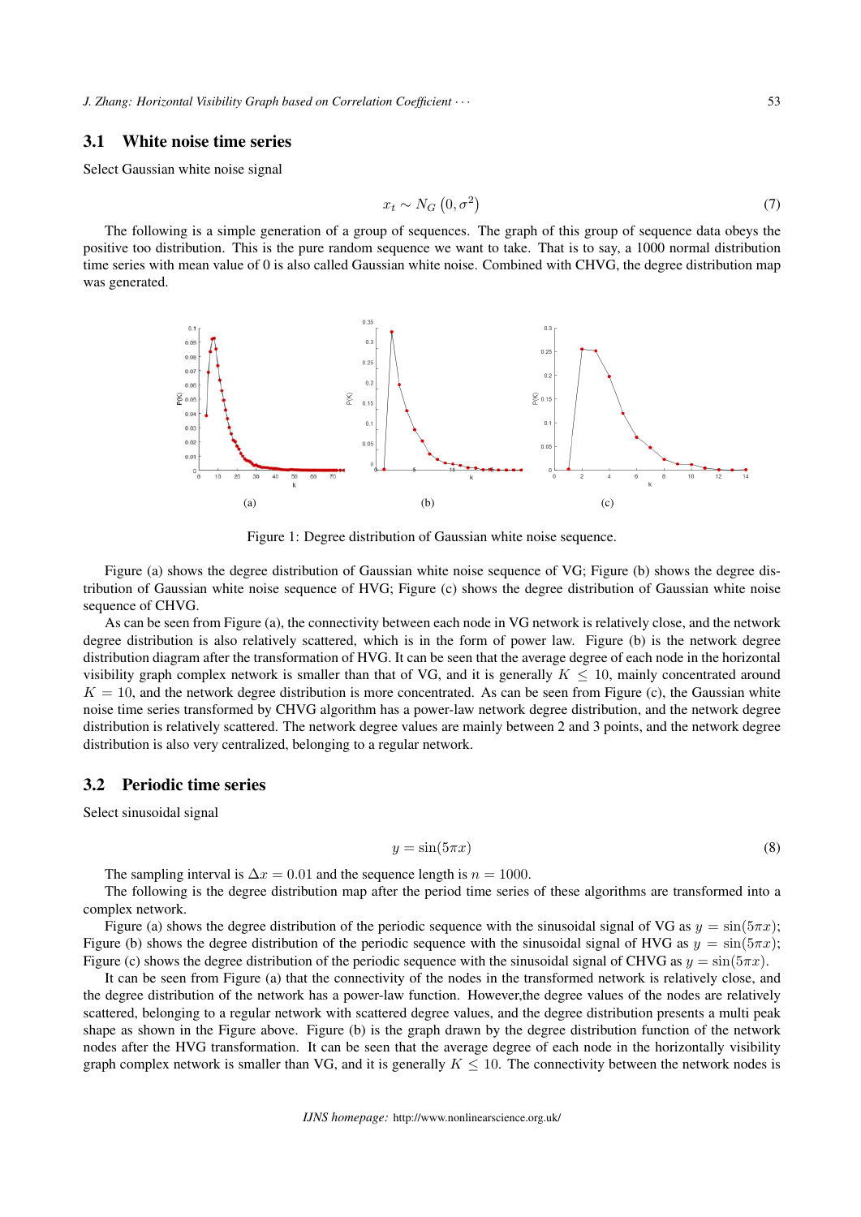### 3.1 White noise time series

Select Gaussian white noise signal

$$x_t \sim N_G\left(0, \sigma^2\right) \tag{7}$$

The following is a simple generation of a group of sequences. The graph of this group of sequence data obeys the positive too distribution. This is the pure random sequence we want to take. That is to say, a 1000 normal distribution time series with mean value of 0 is also called Gaussian white noise. Combined with CHVG, the degree distribution map was generated.

(a) (b) (c)

Figure 1: Degree distribution of Gaussian white noise sequence.

Figure (a) shows the degree distribution of Gaussian white noise sequence of VG; Figure (b) shows the degree distribution of Gaussian white noise sequence of HVG; Figure (c) shows the degree distribution of Gaussian white noise sequence of CHVG.

As can be seen from Figure (a), the connectivity between each node in VG network is relatively close, and the network degree distribution is also relatively scattered, which is in the form of power law. Figure (b) is the network degree distribution diagram after the transformation of HVG. It can be seen that the average degree of each node in the horizontal visibility graph complex network is smaller than that of VG, and it is generally $K \leq 10$, mainly concentrated around $K = 10$, and the network degree distribution is more concentrated. As can be seen from Figure (c), the Gaussian white noise time series transformed by CHVG algorithm has a power-law network degree distribution, and the network degree distribution is relatively scattered. The network degree values are mainly between 2 and 3 points, and the network degree distribution is also very centralized, belonging to a regular network.

### 3.2 Periodic time series

Select sinusoidal signal

$$y = \sin(5\pi x) \tag{8}$$

The sampling interval is $\Delta x = 0.01$ and the sequence length is $n = 1000$.

The following is the degree distribution map after the period time series of these algorithms are transformed into a complex network.

Figure (a) shows the degree distribution of the periodic sequence with the sinusoidal signal of VG as $y = \sin(5\pi x)$; Figure (b) shows the degree distribution of the periodic sequence with the sinusoidal signal of HVG as $y = \sin(5\pi x)$; Figure (c) shows the degree distribution of the periodic sequence with the sinusoidal signal of CHVG as $y = \sin(5\pi x)$.

It can be seen from Figure (a) that the connectivity of the nodes in the transformed network is relatively close, and the degree distribution of the network has a power-law function. However,the degree values of the nodes are relatively scattered, belonging to a regular network with scattered degree values, and the degree distribution presents a multi peak shape as shown in the Figure above. Figure (b) is the graph drawn by the degree distribution function of the network nodes after the HVG transformation. It can be seen that the average degree of each node in the horizontally visibility graph complex network is smaller than VG, and it is generally $K \leq 10$. The connectivity between the network nodes is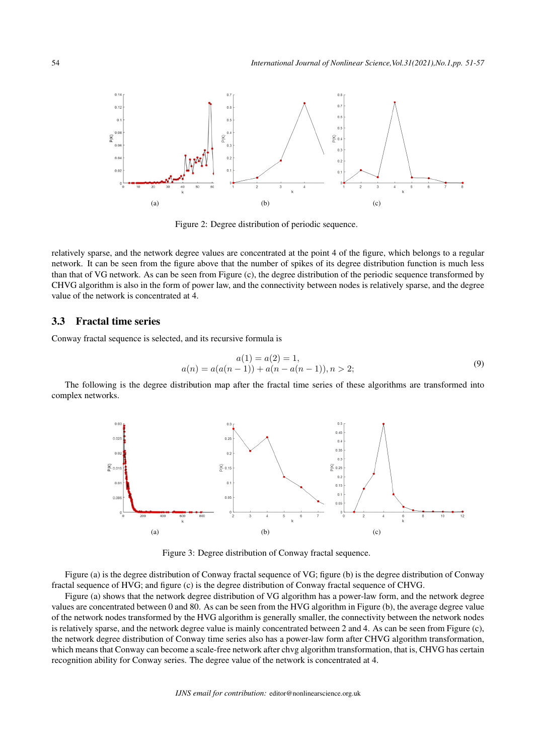(a) (b) (c)

Figure 2: Degree distribution of periodic sequence.

relatively sparse, and the network degree values are concentrated at the point 4 of the figure, which belongs to a regular network. It can be seen from the figure above that the number of spikes of its degree distribution function is much less than that of VG network. As can be seen from Figure (c), the degree distribution of the periodic sequence transformed by CHVG algorithm is also in the form of power law, and the connectivity between nodes is relatively sparse, and the degree value of the network is concentrated at 4.

## 3.3 Fractal time series

Conway fractal sequence is selected, and its recursive formula is

$$
\begin{gathered}
a(1) = a(2) = 1, \\
a(n) = a(a(n-1)) + a(n - a(n-1)), n > 2;
\end{gathered}
\tag{9}
$$

The following is the degree distribution map after the fractal time series of these algorithms are transformed into complex networks.

(a) (b) (c)

Figure 3: Degree distribution of Conway fractal sequence.

Figure (a) is the degree distribution of Conway fractal sequence of VG; figure (b) is the degree distribution of Conway fractal sequence of HVG; and figure (c) is the degree distribution of Conway fractal sequence of CHVG.

Figure (a) shows that the network degree distribution of VG algorithm has a power-law form, and the network degree values are concentrated between 0 and 80. As can be seen from the HVG algorithm in Figure (b), the average degree value of the network nodes transformed by the HVG algorithm is generally smaller, the connectivity between the network nodes is relatively sparse, and the network degree value is mainly concentrated between 2 and 4. As can be seen from Figure (c), the network degree distribution of Conway time series also has a power-law form after CHVG algorithm transformation, which means that Conway can become a scale-free network after chvg algorithm transformation, that is, CHVG has certain recognition ability for Conway series. The degree value of the network is concentrated at 4.

*IJNS email for contribution:* editor@nonlinearscience.org.uk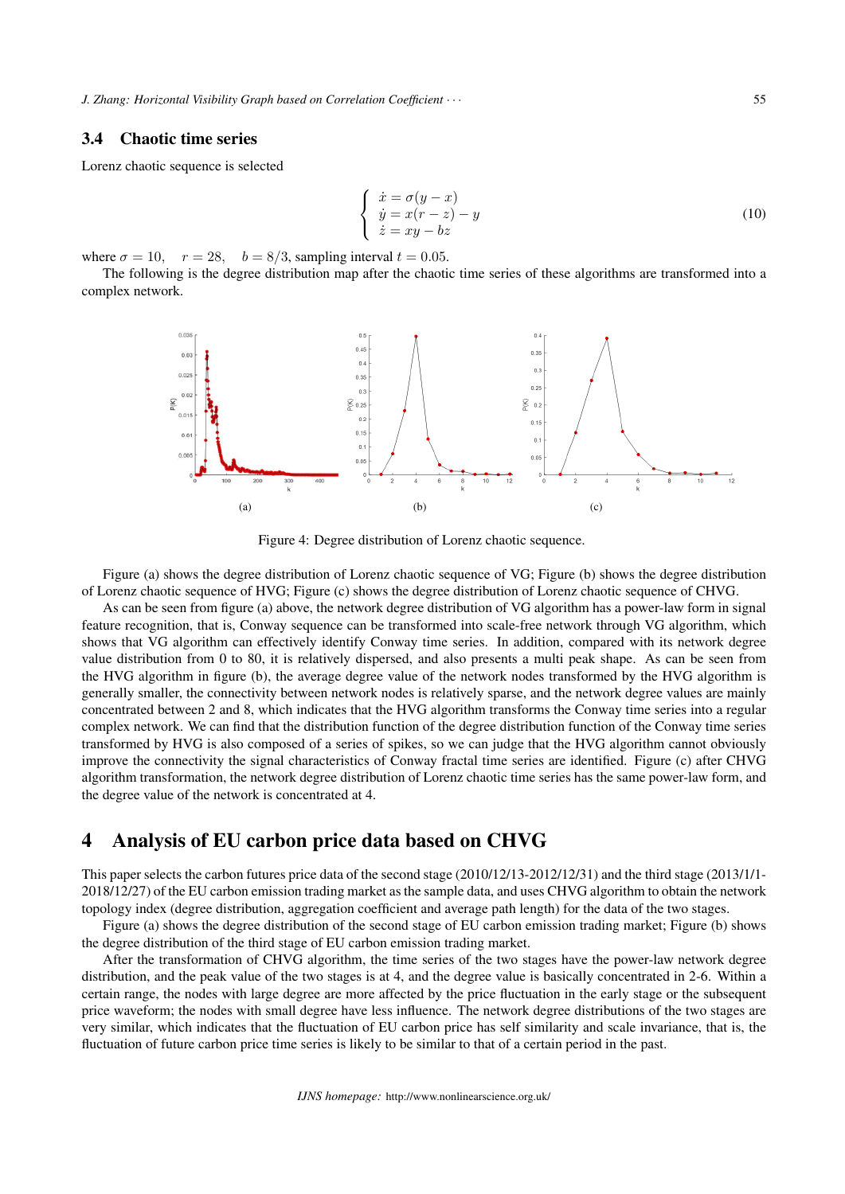### 3.4 Chaotic time series

Lorenz chaotic sequence is selected

$$\begin{cases} \dot{x} = \sigma(y - x) \\ \dot{y} = x(r - z) - y \\ \dot{z} = xy - bz \end{cases} \tag{10}$$

where $\sigma = 10, \quad r = 28, \quad b = 8/3$, sampling interval $t = 0.05$.

The following is the degree distribution map after the chaotic time series of these algorithms are transformed into a complex network.

(a) (b) (c)

Figure 4: Degree distribution of Lorenz chaotic sequence.

Figure (a) shows the degree distribution of Lorenz chaotic sequence of VG; Figure (b) shows the degree distribution of Lorenz chaotic sequence of HVG; Figure (c) shows the degree distribution of Lorenz chaotic sequence of CHVG.

As can be seen from figure (a) above, the network degree distribution of VG algorithm has a power-law form in signal feature recognition, that is, Conway sequence can be transformed into scale-free network through VG algorithm, which shows that VG algorithm can effectively identify Conway time series. In addition, compared with its network degree value distribution from 0 to 80, it is relatively dispersed, and also presents a multi peak shape. As can be seen from the HVG algorithm in figure (b), the average degree value of the network nodes transformed by the HVG algorithm is generally smaller, the connectivity between network nodes is relatively sparse, and the network degree values are mainly concentrated between 2 and 8, which indicates that the HVG algorithm transforms the Conway time series into a regular complex network. We can find that the distribution function of the degree distribution function of the Conway time series transformed by HVG is also composed of a series of spikes, so we can judge that the HVG algorithm cannot obviously improve the connectivity the signal characteristics of Conway fractal time series are identified. Figure (c) after CHVG algorithm transformation, the network degree distribution of Lorenz chaotic time series has the same power-law form, and the degree value of the network is concentrated at 4.

# 4 Analysis of EU carbon price data based on CHVG

This paper selects the carbon futures price data of the second stage (2010/12/13-2012/12/31) and the third stage (2013/1/1-2018/12/27) of the EU carbon emission trading market as the sample data, and uses CHVG algorithm to obtain the network topology index (degree distribution, aggregation coefficient and average path length) for the data of the two stages.

Figure (a) shows the degree distribution of the second stage of EU carbon emission trading market; Figure (b) shows the degree distribution of the third stage of EU carbon emission trading market.

After the transformation of CHVG algorithm, the time series of the two stages have the power-law network degree distribution, and the peak value of the two stages is at 4, and the degree value is basically concentrated in 2-6. Within a certain range, the nodes with large degree are more affected by the price fluctuation in the early stage or the subsequent price waveform; the nodes with small degree have less influence. The network degree distributions of the two stages are very similar, which indicates that the fluctuation of EU carbon price has self similarity and scale invariance, that is, the fluctuation of future carbon price time series is likely to be similar to that of a certain period in the past.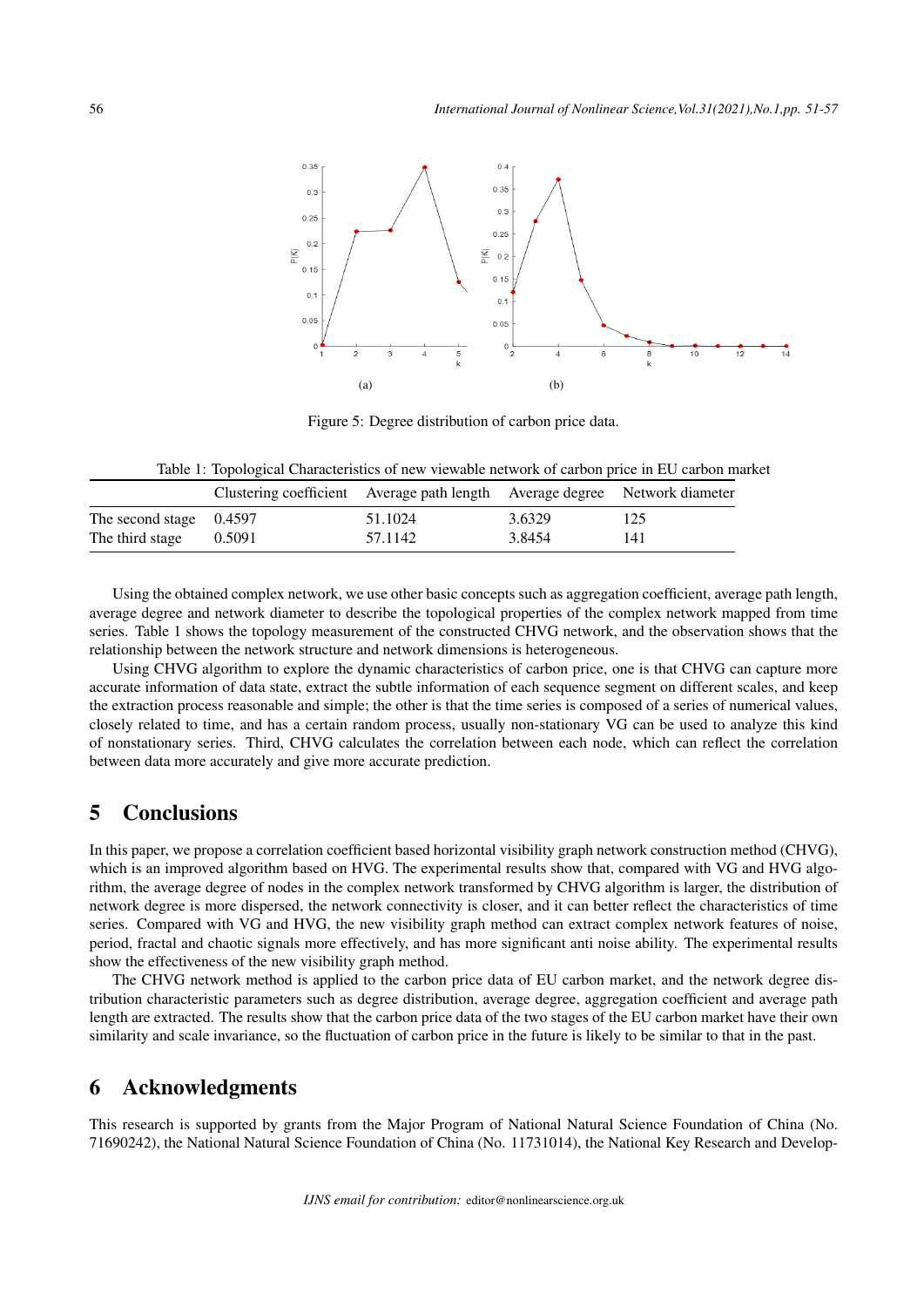Figure 5: Degree distribution of carbon price data.

Table 1: Topological Characteristics of new viewable network of carbon price in EU carbon market

| | Clustering coefficient | Average path length | Average degree | Network diameter |
|---|---|---|---|---|
| The second stage | 0.4597 | 51.1024 | 3.6329 | 125 |
| The third stage | 0.5091 | 57.1142 | 3.8454 | 141 |

Using the obtained complex network, we use other basic concepts such as aggregation coefficient, average path length, average degree and network diameter to describe the topological properties of the complex network mapped from time series. Table 1 shows the topology measurement of the constructed CHVG network, and the observation shows that the relationship between the network structure and network dimensions is heterogeneous.

Using CHVG algorithm to explore the dynamic characteristics of carbon price, one is that CHVG can capture more accurate information of data state, extract the subtle information of each sequence segment on different scales, and keep the extraction process reasonable and simple; the other is that the time series is composed of a series of numerical values, closely related to time, and has a certain random process, usually non-stationary VG can be used to analyze this kind of nonstationary series. Third, CHVG calculates the correlation between each node, which can reflect the correlation between data more accurately and give more accurate prediction.

# 5 Conclusions

In this paper, we propose a correlation coefficient based horizontal visibility graph network construction method (CHVG), which is an improved algorithm based on HVG. The experimental results show that, compared with VG and HVG algorithm, the average degree of nodes in the complex network transformed by CHVG algorithm is larger, the distribution of network degree is more dispersed, the network connectivity is closer, and it can better reflect the characteristics of time series. Compared with VG and HVG, the new visibility graph method can extract complex network features of noise, period, fractal and chaotic signals more effectively, and has more significant anti noise ability. The experimental results show the effectiveness of the new visibility graph method.

The CHVG network method is applied to the carbon price data of EU carbon market, and the network degree distribution characteristic parameters such as degree distribution, average degree, aggregation coefficient and average path length are extracted. The results show that the carbon price data of the two stages of the EU carbon market have their own similarity and scale invariance, so the fluctuation of carbon price in the future is likely to be similar to that in the past.

# 6 Acknowledgments

This research is supported by grants from the Major Program of National Natural Science Foundation of China (No. 71690242), the National Natural Science Foundation of China (No. 11731014), the National Key Research and Develop-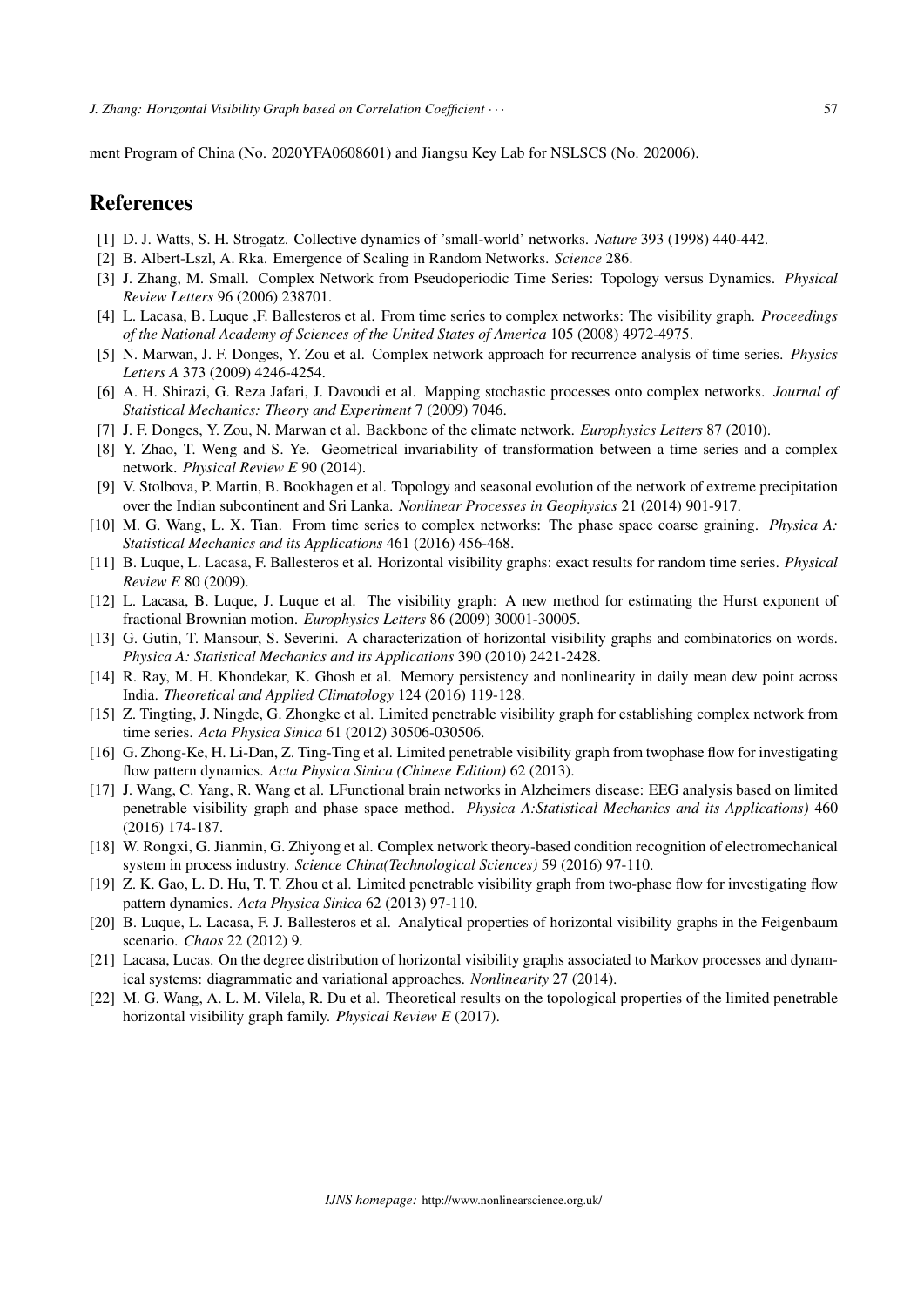ment Program of China (No. 2020YFA0608601) and Jiangsu Key Lab for NSLSCS (No. 202006).

## References

[1] D. J. Watts, S. H. Strogatz. Collective dynamics of 'small-world' networks. *Nature* 393 (1998) 440-442.

[2] B. Albert-Lszl, A. Rka. Emergence of Scaling in Random Networks. *Science* 286.

[3] J. Zhang, M. Small. Complex Network from Pseudoperiodic Time Series: Topology versus Dynamics. *Physical Review Letters* 96 (2006) 238701.

[4] L. Lacasa, B. Luque ,F. Ballesteros et al. From time series to complex networks: The visibility graph. *Proceedings of the National Academy of Sciences of the United States of America* 105 (2008) 4972-4975.

[5] N. Marwan, J. F. Donges, Y. Zou et al. Complex network approach for recurrence analysis of time series. *Physics Letters A* 373 (2009) 4246-4254.

[6] A. H. Shirazi, G. Reza Jafari, J. Davoudi et al. Mapping stochastic processes onto complex networks. *Journal of Statistical Mechanics: Theory and Experiment* 7 (2009) 7046.

[7] J. F. Donges, Y. Zou, N. Marwan et al. Backbone of the climate network. *Europhysics Letters* 87 (2010).

[8] Y. Zhao, T. Weng and S. Ye. Geometrical invariability of transformation between a time series and a complex network. *Physical Review E* 90 (2014).

[9] V. Stolbova, P. Martin, B. Bookhagen et al. Topology and seasonal evolution of the network of extreme precipitation over the Indian subcontinent and Sri Lanka. *Nonlinear Processes in Geophysics* 21 (2014) 901-917.

[10] M. G. Wang, L. X. Tian. From time series to complex networks: The phase space coarse graining. *Physica A: Statistical Mechanics and its Applications* 461 (2016) 456-468.

[11] B. Luque, L. Lacasa, F. Ballesteros et al. Horizontal visibility graphs: exact results for random time series. *Physical Review E* 80 (2009).

[12] L. Lacasa, B. Luque, J. Luque et al. The visibility graph: A new method for estimating the Hurst exponent of fractional Brownian motion. *Europhysics Letters* 86 (2009) 30001-30005.

[13] G. Gutin, T. Mansour, S. Severini. A characterization of horizontal visibility graphs and combinatorics on words. *Physica A: Statistical Mechanics and its Applications* 390 (2010) 2421-2428.

[14] R. Ray, M. H. Khondekar, K. Ghosh et al. Memory persistency and nonlinearity in daily mean dew point across India. *Theoretical and Applied Climatology* 124 (2016) 119-128.

[15] Z. Tingting, J. Ningde, G. Zhongke et al. Limited penetrable visibility graph for establishing complex network from time series. *Acta Physica Sinica* 61 (2012) 30506-030506.

[16] G. Zhong-Ke, H. Li-Dan, Z. Ting-Ting et al. Limited penetrable visibility graph from twophase flow for investigating flow pattern dynamics. *Acta Physica Sinica (Chinese Edition)* 62 (2013).

[17] J. Wang, C. Yang, R. Wang et al. LFunctional brain networks in Alzheimers disease: EEG analysis based on limited penetrable visibility graph and phase space method. *Physica A:Statistical Mechanics and its Applications)* 460 (2016) 174-187.

[18] W. Rongxi, G. Jianmin, G. Zhiyong et al. Complex network theory-based condition recognition of electromechanical system in process industry. *Science China(Technological Sciences)* 59 (2016) 97-110.

[19] Z. K. Gao, L. D. Hu, T. T. Zhou et al. Limited penetrable visibility graph from two-phase flow for investigating flow pattern dynamics. *Acta Physica Sinica* 62 (2013) 97-110.

[20] B. Luque, L. Lacasa, F. J. Ballesteros et al. Analytical properties of horizontal visibility graphs in the Feigenbaum scenario. *Chaos* 22 (2012) 9.

[21] Lacasa, Lucas. On the degree distribution of horizontal visibility graphs associated to Markov processes and dynamical systems: diagrammatic and variational approaches. *Nonlinearity* 27 (2014).

[22] M. G. Wang, A. L. M. Vilela, R. Du et al. Theoretical results on the topological properties of the limited penetrable horizontal visibility graph family. *Physical Review E* (2017).